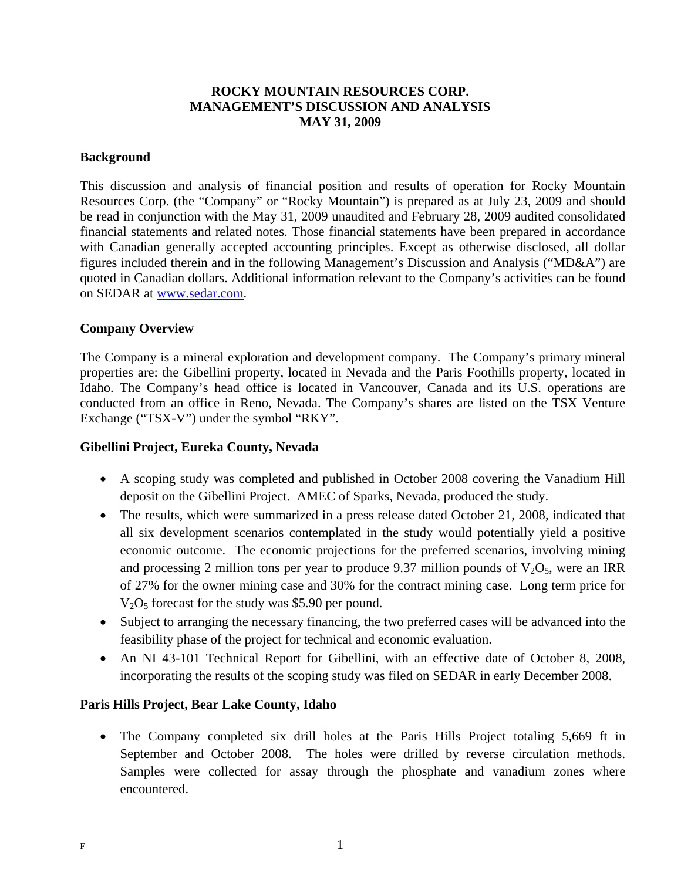# ROCKY MOUNTAIN RESOURCES CORP.
# MANAGEMENT'S DISCUSSION AND ANALYSIS
# MAY 31, 2009

## Background

This discussion and analysis of financial position and results of operation for Rocky Mountain Resources Corp. (the "Company" or "Rocky Mountain") is prepared as at July 23, 2009 and should be read in conjunction with the May 31, 2009 unaudited and February 28, 2009 audited consolidated financial statements and related notes. Those financial statements have been prepared in accordance with Canadian generally accepted accounting principles. Except as otherwise disclosed, all dollar figures included therein and in the following Management's Discussion and Analysis ("MD&A") are quoted in Canadian dollars. Additional information relevant to the Company's activities can be found on SEDAR at www.sedar.com.

## Company Overview

The Company is a mineral exploration and development company. The Company's primary mineral properties are: the Gibellini property, located in Nevada and the Paris Foothills property, located in Idaho. The Company's head office is located in Vancouver, Canada and its U.S. operations are conducted from an office in Reno, Nevada. The Company's shares are listed on the TSX Venture Exchange ("TSX-V") under the symbol "RKY".

## Gibellini Project, Eureka County, Nevada

- A scoping study was completed and published in October 2008 covering the Vanadium Hill deposit on the Gibellini Project. AMEC of Sparks, Nevada, produced the study.
- The results, which were summarized in a press release dated October 21, 2008, indicated that all six development scenarios contemplated in the study would potentially yield a positive economic outcome. The economic projections for the preferred scenarios, involving mining and processing 2 million tons per year to produce 9.37 million pounds of $V_2O_5$, were an IRR of 27% for the owner mining case and 30% for the contract mining case. Long term price for $V_2O_5$ forecast for the study was $5.90 per pound.
- Subject to arranging the necessary financing, the two preferred cases will be advanced into the feasibility phase of the project for technical and economic evaluation.
- An NI 43-101 Technical Report for Gibellini, with an effective date of October 8, 2008, incorporating the results of the scoping study was filed on SEDAR in early December 2008.

## Paris Hills Project, Bear Lake County, Idaho

- The Company completed six drill holes at the Paris Hills Project totaling 5,669 ft in September and October 2008. The holes were drilled by reverse circulation methods. Samples were collected for assay through the phosphate and vanadium zones where encountered.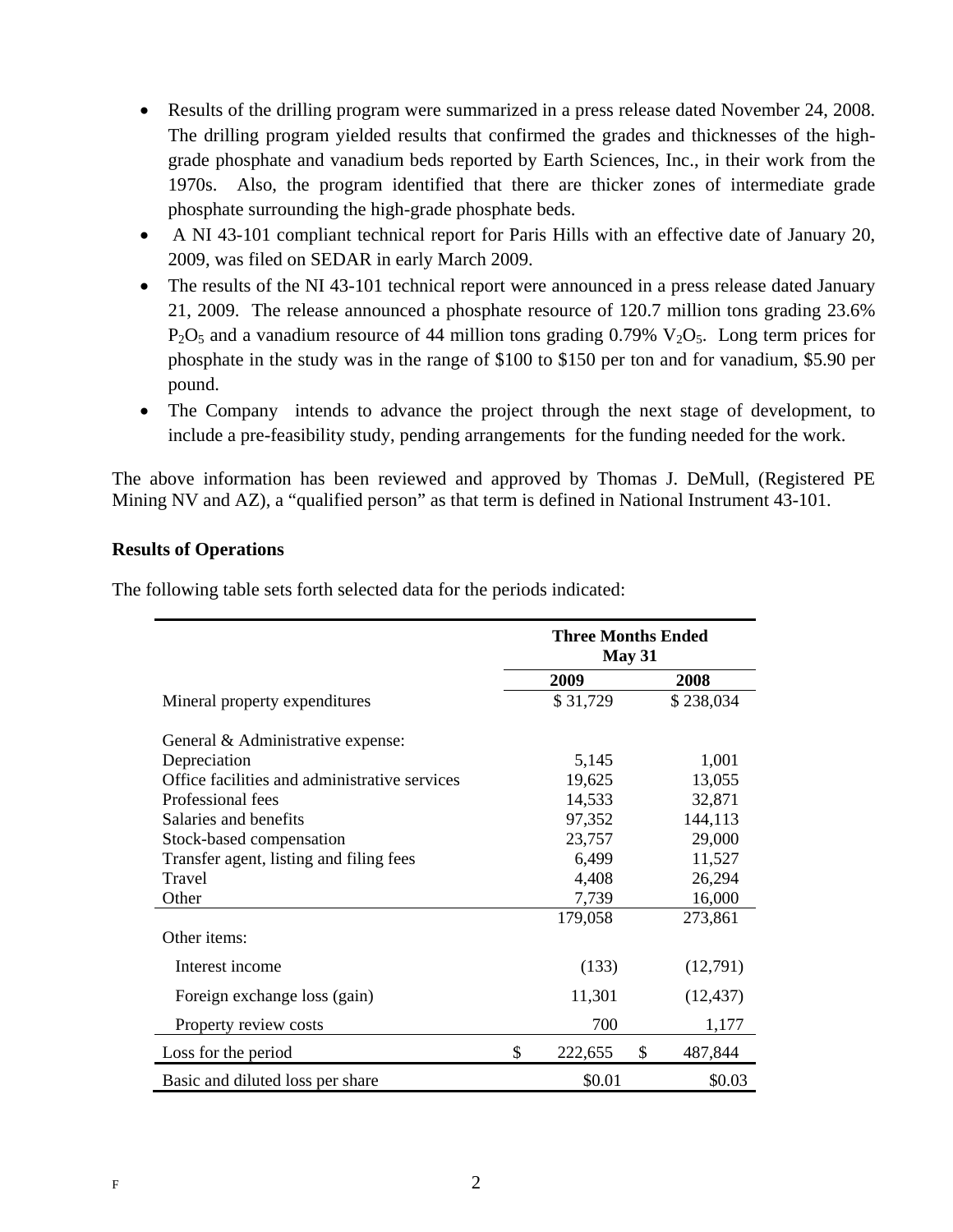- Results of the drilling program were summarized in a press release dated November 24, 2008. The drilling program yielded results that confirmed the grades and thicknesses of the high-grade phosphate and vanadium beds reported by Earth Sciences, Inc., in their work from the 1970s. Also, the program identified that there are thicker zones of intermediate grade phosphate surrounding the high-grade phosphate beds.
- A NI 43-101 compliant technical report for Paris Hills with an effective date of January 20, 2009, was filed on SEDAR in early March 2009.
- The results of the NI 43-101 technical report were announced in a press release dated January 21, 2009. The release announced a phosphate resource of 120.7 million tons grading 23.6% $P_2O_5$ and a vanadium resource of 44 million tons grading 0.79% $V_2O_5$. Long term prices for phosphate in the study was in the range of $100 to $150 per ton and for vanadium, $5.90 per pound.
- The Company intends to advance the project through the next stage of development, to include a pre-feasibility study, pending arrangements for the funding needed for the work.

The above information has been reviewed and approved by Thomas J. DeMull, (Registered PE Mining NV and AZ), a "qualified person" as that term is defined in National Instrument 43-101.

**Results of Operations**

The following table sets forth selected data for the periods indicated:

| | Three Months Ended May 31 | |
|---|---|---|
| | **2009** | **2008** |
| Mineral property expenditures | $ 31,729 | $ 238,034 |
| General & Administrative expense: | | |
| Depreciation | 5,145 | 1,001 |
| Office facilities and administrative services | 19,625 | 13,055 |
| Professional fees | 14,533 | 32,871 |
| Salaries and benefits | 97,352 | 144,113 |
| Stock-based compensation | 23,757 | 29,000 |
| Transfer agent, listing and filing fees | 6,499 | 11,527 |
| Travel | 4,408 | 26,294 |
| Other | 7,739 | 16,000 |
| | 179,058 | 273,861 |
| Other items: | | |
| Interest income | (133) | (12,791) |
| Foreign exchange loss (gain) | 11,301 | (12,437) |
| Property review costs | 700 | 1,177 |
| Loss for the period | $ 222,655 | $ 487,844 |
| Basic and diluted loss per share | $0.01 | $0.03 |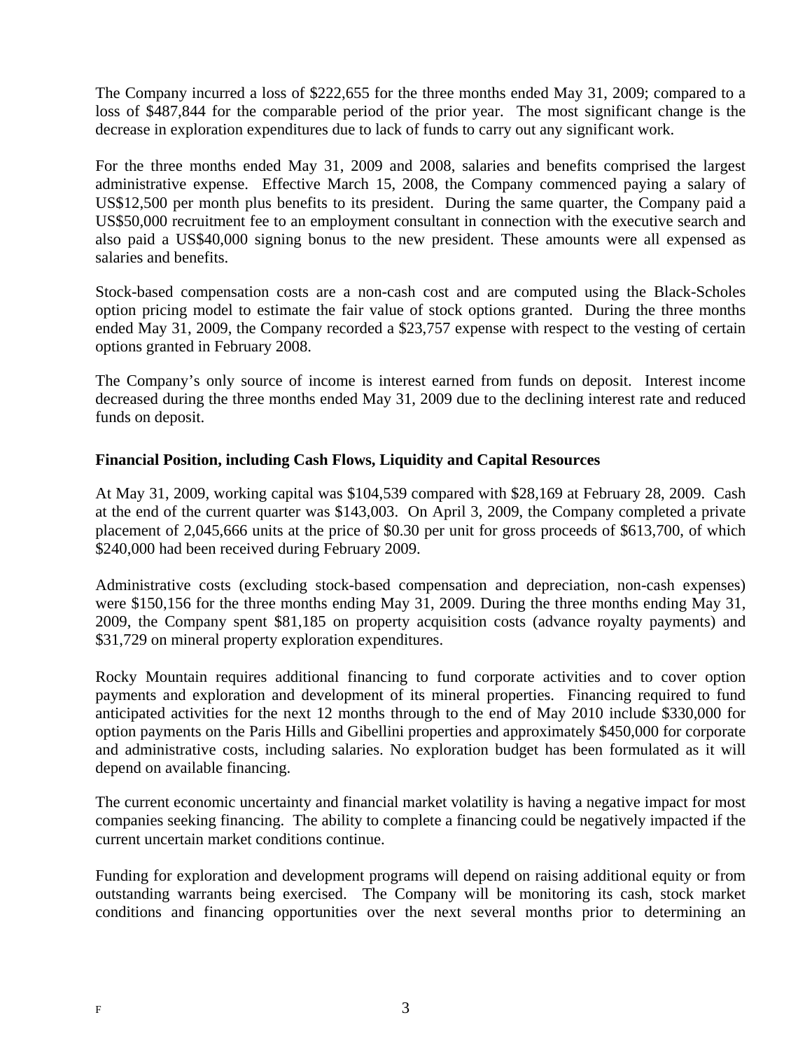The Company incurred a loss of $222,655 for the three months ended May 31, 2009; compared to a loss of $487,844 for the comparable period of the prior year. The most significant change is the decrease in exploration expenditures due to lack of funds to carry out any significant work.

For the three months ended May 31, 2009 and 2008, salaries and benefits comprised the largest administrative expense. Effective March 15, 2008, the Company commenced paying a salary of US$12,500 per month plus benefits to its president. During the same quarter, the Company paid a US$50,000 recruitment fee to an employment consultant in connection with the executive search and also paid a US$40,000 signing bonus to the new president. These amounts were all expensed as salaries and benefits.

Stock-based compensation costs are a non-cash cost and are computed using the Black-Scholes option pricing model to estimate the fair value of stock options granted. During the three months ended May 31, 2009, the Company recorded a $23,757 expense with respect to the vesting of certain options granted in February 2008.

The Company's only source of income is interest earned from funds on deposit. Interest income decreased during the three months ended May 31, 2009 due to the declining interest rate and reduced funds on deposit.

### Financial Position, including Cash Flows, Liquidity and Capital Resources

At May 31, 2009, working capital was $104,539 compared with $28,169 at February 28, 2009. Cash at the end of the current quarter was $143,003. On April 3, 2009, the Company completed a private placement of 2,045,666 units at the price of $0.30 per unit for gross proceeds of $613,700, of which $240,000 had been received during February 2009.

Administrative costs (excluding stock-based compensation and depreciation, non-cash expenses) were $150,156 for the three months ending May 31, 2009. During the three months ending May 31, 2009, the Company spent $81,185 on property acquisition costs (advance royalty payments) and $31,729 on mineral property exploration expenditures.

Rocky Mountain requires additional financing to fund corporate activities and to cover option payments and exploration and development of its mineral properties. Financing required to fund anticipated activities for the next 12 months through to the end of May 2010 include $330,000 for option payments on the Paris Hills and Gibellini properties and approximately $450,000 for corporate and administrative costs, including salaries. No exploration budget has been formulated as it will depend on available financing.

The current economic uncertainty and financial market volatility is having a negative impact for most companies seeking financing. The ability to complete a financing could be negatively impacted if the current uncertain market conditions continue.

Funding for exploration and development programs will depend on raising additional equity or from outstanding warrants being exercised. The Company will be monitoring its cash, stock market conditions and financing opportunities over the next several months prior to determining an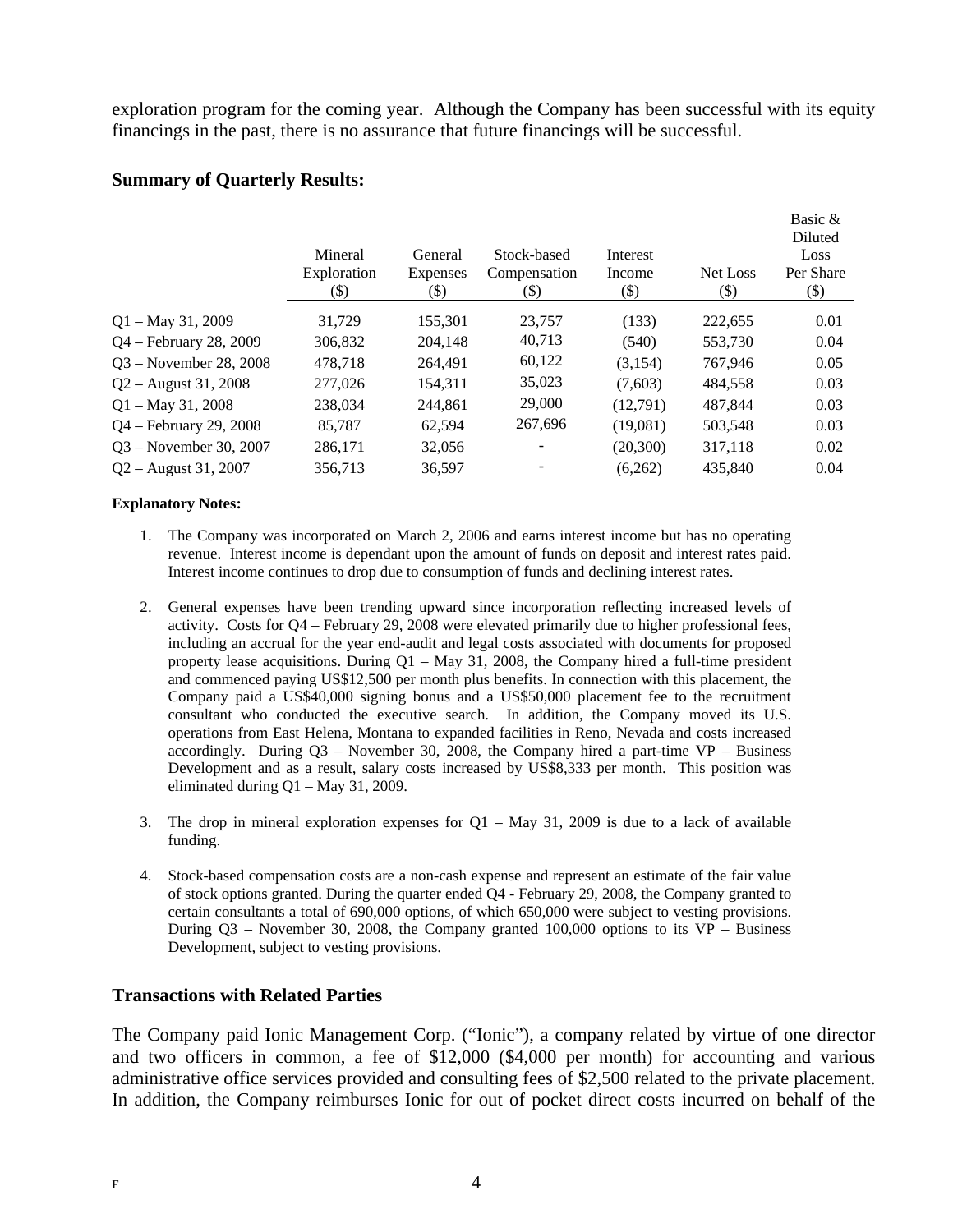exploration program for the coming year. Although the Company has been successful with its equity financings in the past, there is no assurance that future financings will be successful.

**Summary of Quarterly Results:**

| | Mineral Exploration ($) | General Expenses ($) | Stock-based Compensation ($) | Interest Income ($) | Net Loss ($) | Basic & Diluted Loss Per Share ($) |
|---|---|---|---|---|---|---|
| Q1 – May 31, 2009 | 31,729 | 155,301 | 23,757 | (133) | 222,655 | 0.01 |
| Q4 – February 28, 2009 | 306,832 | 204,148 | 40,713 | (540) | 553,730 | 0.04 |
| Q3 – November 28, 2008 | 478,718 | 264,491 | 60,122 | (3,154) | 767,946 | 0.05 |
| Q2 – August 31, 2008 | 277,026 | 154,311 | 35,023 | (7,603) | 484,558 | 0.03 |
| Q1 – May 31, 2008 | 238,034 | 244,861 | 29,000 | (12,791) | 487,844 | 0.03 |
| Q4 – February 29, 2008 | 85,787 | 62,594 | 267,696 | (19,081) | 503,548 | 0.03 |
| Q3 – November 30, 2007 | 286,171 | 32,056 | - | (20,300) | 317,118 | 0.02 |
| Q2 – August 31, 2007 | 356,713 | 36,597 | - | (6,262) | 435,840 | 0.04 |

**Explanatory Notes:**

1. The Company was incorporated on March 2, 2006 and earns interest income but has no operating revenue. Interest income is dependant upon the amount of funds on deposit and interest rates paid. Interest income continues to drop due to consumption of funds and declining interest rates.

2. General expenses have been trending upward since incorporation reflecting increased levels of activity. Costs for Q4 – February 29, 2008 were elevated primarily due to higher professional fees, including an accrual for the year end-audit and legal costs associated with documents for proposed property lease acquisitions. During Q1 – May 31, 2008, the Company hired a full-time president and commenced paying US$12,500 per month plus benefits. In connection with this placement, the Company paid a US$40,000 signing bonus and a US$50,000 placement fee to the recruitment consultant who conducted the executive search. In addition, the Company moved its U.S. operations from East Helena, Montana to expanded facilities in Reno, Nevada and costs increased accordingly. During Q3 – November 30, 2008, the Company hired a part-time VP – Business Development and as a result, salary costs increased by US$8,333 per month. This position was eliminated during Q1 – May 31, 2009.

3. The drop in mineral exploration expenses for Q1 – May 31, 2009 is due to a lack of available funding.

4. Stock-based compensation costs are a non-cash expense and represent an estimate of the fair value of stock options granted. During the quarter ended Q4 - February 29, 2008, the Company granted to certain consultants a total of 690,000 options, of which 650,000 were subject to vesting provisions. During Q3 – November 30, 2008, the Company granted 100,000 options to its VP – Business Development, subject to vesting provisions.

## Transactions with Related Parties

The Company paid Ionic Management Corp. ("Ionic"), a company related by virtue of one director and two officers in common, a fee of $12,000 ($4,000 per month) for accounting and various administrative office services provided and consulting fees of $2,500 related to the private placement. In addition, the Company reimburses Ionic for out of pocket direct costs incurred on behalf of the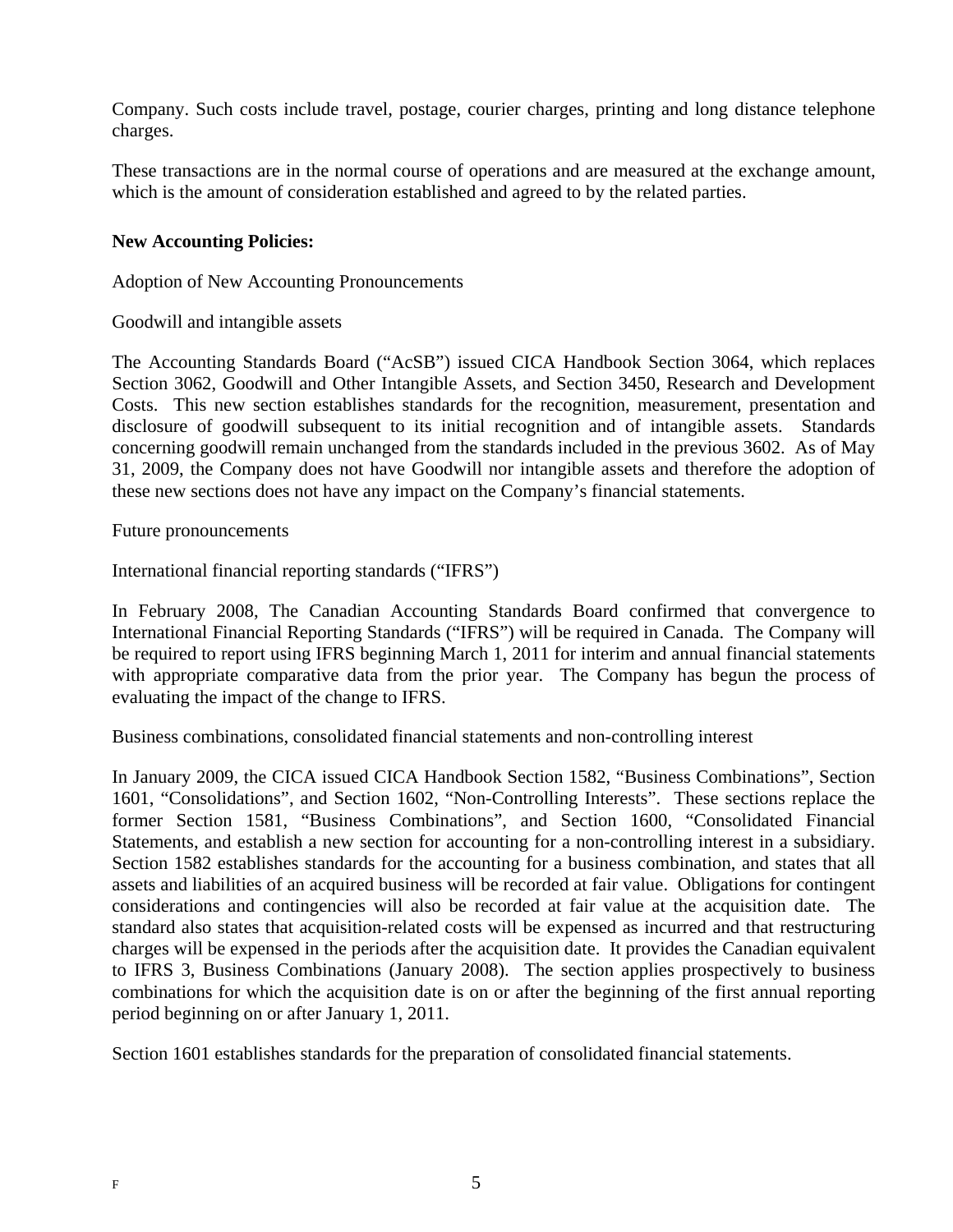Company. Such costs include travel, postage, courier charges, printing and long distance telephone charges.

These transactions are in the normal course of operations and are measured at the exchange amount, which is the amount of consideration established and agreed to by the related parties.

**New Accounting Policies:**

Adoption of New Accounting Pronouncements

Goodwill and intangible assets

The Accounting Standards Board ("AcSB") issued CICA Handbook Section 3064, which replaces Section 3062, Goodwill and Other Intangible Assets, and Section 3450, Research and Development Costs. This new section establishes standards for the recognition, measurement, presentation and disclosure of goodwill subsequent to its initial recognition and of intangible assets. Standards concerning goodwill remain unchanged from the standards included in the previous 3602. As of May 31, 2009, the Company does not have Goodwill nor intangible assets and therefore the adoption of these new sections does not have any impact on the Company's financial statements.

Future pronouncements

International financial reporting standards ("IFRS")

In February 2008, The Canadian Accounting Standards Board confirmed that convergence to International Financial Reporting Standards ("IFRS") will be required in Canada. The Company will be required to report using IFRS beginning March 1, 2011 for interim and annual financial statements with appropriate comparative data from the prior year. The Company has begun the process of evaluating the impact of the change to IFRS.

Business combinations, consolidated financial statements and non-controlling interest

In January 2009, the CICA issued CICA Handbook Section 1582, "Business Combinations", Section 1601, "Consolidations", and Section 1602, "Non-Controlling Interests". These sections replace the former Section 1581, "Business Combinations", and Section 1600, "Consolidated Financial Statements, and establish a new section for accounting for a non-controlling interest in a subsidiary. Section 1582 establishes standards for the accounting for a business combination, and states that all assets and liabilities of an acquired business will be recorded at fair value. Obligations for contingent considerations and contingencies will also be recorded at fair value at the acquisition date. The standard also states that acquisition-related costs will be expensed as incurred and that restructuring charges will be expensed in the periods after the acquisition date. It provides the Canadian equivalent to IFRS 3, Business Combinations (January 2008). The section applies prospectively to business combinations for which the acquisition date is on or after the beginning of the first annual reporting period beginning on or after January 1, 2011.

Section 1601 establishes standards for the preparation of consolidated financial statements.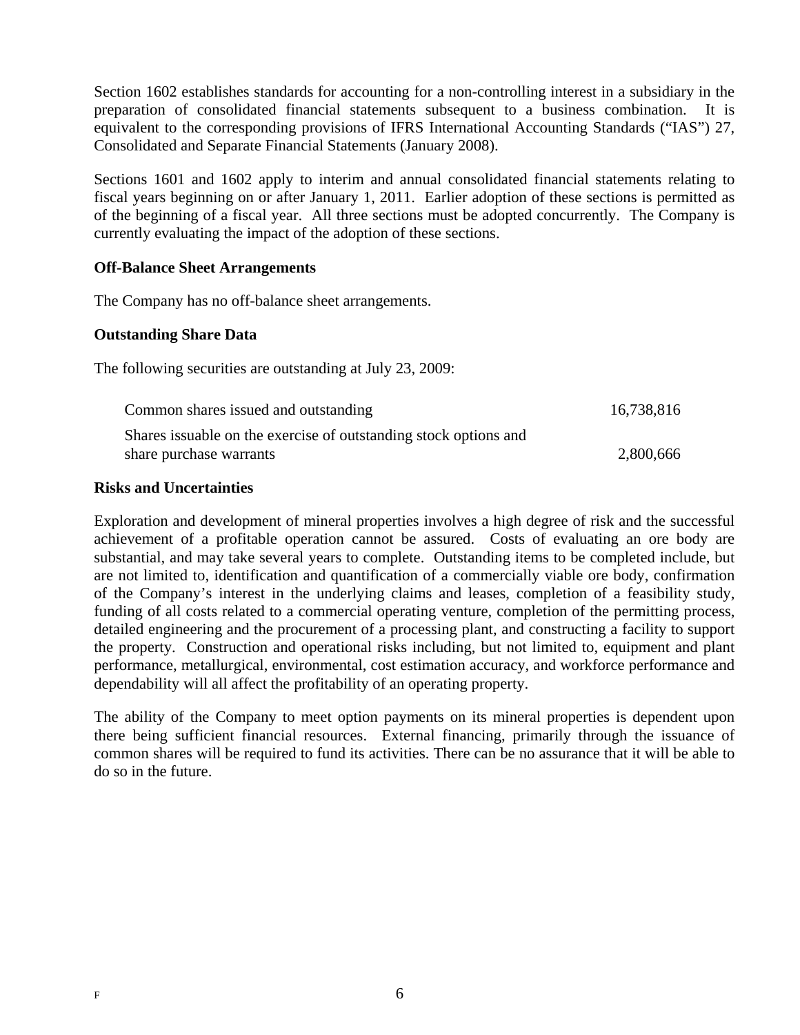Section 1602 establishes standards for accounting for a non-controlling interest in a subsidiary in the preparation of consolidated financial statements subsequent to a business combination. It is equivalent to the corresponding provisions of IFRS International Accounting Standards ("IAS") 27, Consolidated and Separate Financial Statements (January 2008).

Sections 1601 and 1602 apply to interim and annual consolidated financial statements relating to fiscal years beginning on or after January 1, 2011. Earlier adoption of these sections is permitted as of the beginning of a fiscal year. All three sections must be adopted concurrently. The Company is currently evaluating the impact of the adoption of these sections.

**Off-Balance Sheet Arrangements**

The Company has no off-balance sheet arrangements.

**Outstanding Share Data**

The following securities are outstanding at July 23, 2009:

| | |
|---|---|
| Common shares issued and outstanding | 16,738,816 |
| Shares issuable on the exercise of outstanding stock options and share purchase warrants | 2,800,666 |

**Risks and Uncertainties**

Exploration and development of mineral properties involves a high degree of risk and the successful achievement of a profitable operation cannot be assured. Costs of evaluating an ore body are substantial, and may take several years to complete. Outstanding items to be completed include, but are not limited to, identification and quantification of a commercially viable ore body, confirmation of the Company's interest in the underlying claims and leases, completion of a feasibility study, funding of all costs related to a commercial operating venture, completion of the permitting process, detailed engineering and the procurement of a processing plant, and constructing a facility to support the property. Construction and operational risks including, but not limited to, equipment and plant performance, metallurgical, environmental, cost estimation accuracy, and workforce performance and dependability will all affect the profitability of an operating property.

The ability of the Company to meet option payments on its mineral properties is dependent upon there being sufficient financial resources. External financing, primarily through the issuance of common shares will be required to fund its activities. There can be no assurance that it will be able to do so in the future.